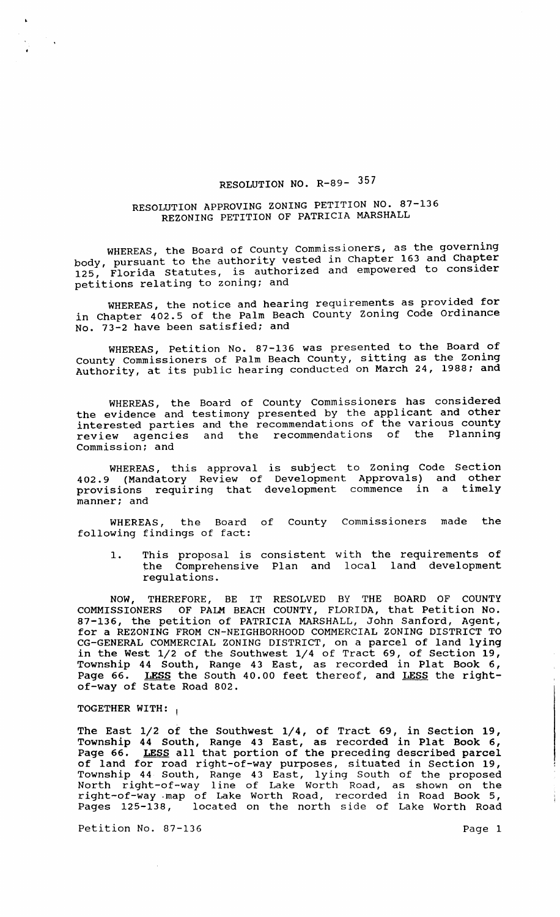# RESOLUTION NO. R-89- 357

## RESOLUTION APPROVING ZONING PETITION NO. 87-136
## REZONING PETITION OF PATRICIA MARSHALL

WHEREAS, the Board of County Commissioners, as the governing body, pursuant to the authority vested in Chapter 163 and Chapter 125, Florida Statutes, is authorized and empowered to consider petitions relating to zoning; and

WHEREAS, the notice and hearing requirements as provided for in Chapter 402.5 of the Palm Beach County Zoning Code Ordinance No. 73-2 have been satisfied; and

WHEREAS, Petition No. 87-136 was presented to the Board of County Commissioners of Palm Beach County, sitting as the Zoning Authority, at its public hearing conducted on March 24, 1988; and

WHEREAS, the Board of County Commissioners has considered the evidence and testimony presented by the applicant and other interested parties and the recommendations of the various county review agencies and the recommendations of the Planning Commission; and

WHEREAS, this approval is subject to Zoning Code Section 402.9 (Mandatory Review of Development Approvals) and other provisions requiring that development commence in a timely manner; and

WHEREAS, the Board of County Commissioners made the following findings of fact:

1. This proposal is consistent with the requirements of the Comprehensive Plan and local land development regulations.

NOW, THEREFORE, BE IT RESOLVED BY THE BOARD OF COUNTY COMMISSIONERS OF PALM BEACH COUNTY, FLORIDA, that Petition No. 87-136, the petition of PATRICIA MARSHALL, John Sanford, Agent, for a REZONING FROM CN-NEIGHBORHOOD COMMERCIAL ZONING DISTRICT TO CG-GENERAL COMMERCIAL ZONING DISTRICT, on a parcel of land lying in the West 1/2 of the Southwest 1/4 of Tract 69, of Section 19, Township 44 South, Range 43 East, as recorded in Plat Book 6, Page 66. <u>LESS</u> the South 40.00 feet thereof, and <u>LESS</u> the right-of-way of State Road 802.

TOGETHER WITH:

The East 1/2 of the Southwest 1/4, of Tract 69, in Section 19, Township 44 South, Range 43 East, as recorded in Plat Book 6, Page 66. <u>LESS</u> all that portion of the preceding described parcel of land for road right-of-way purposes, situated in Section 19, Township 44 South, Range 43 East, lying South of the proposed North right-of-way line of Lake Worth Road, as shown on the right-of-way map of Lake Worth Road, recorded in Road Book 5, Pages 125-138, located on the north side of Lake Worth Road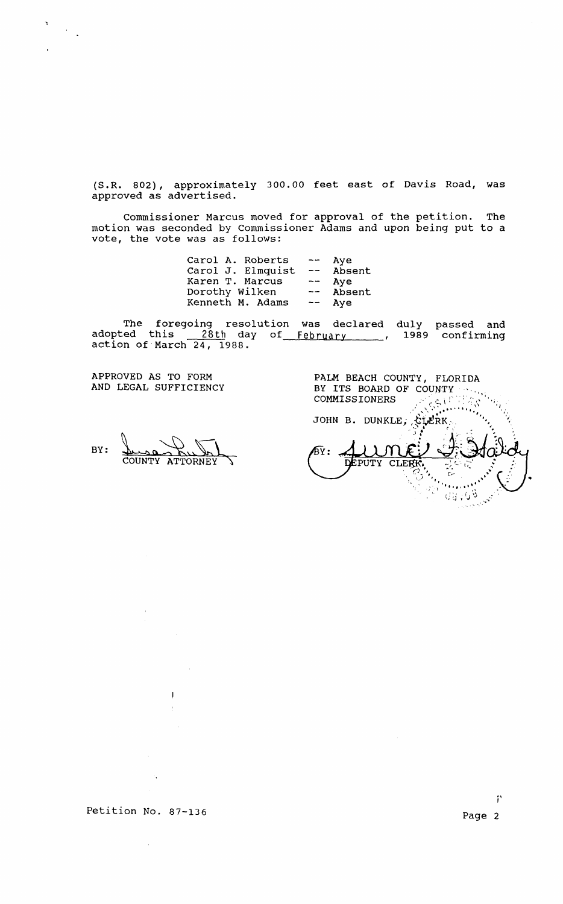(S.R. 802), approximately 300.00 feet east of Davis Road, was approved as advertised.

Commissioner Marcus moved for approval of the petition. The motion was seconded by Commissioner Adams and upon being put to a vote, the vote was as follows:

| | | |
|---|---|---|
| Carol A. Roberts | -- | Aye |
| Carol J. Elmquist | -- | Absent |
| Karen T. Marcus | -- | Aye |
| Dorothy Wilken | -- | Absent |
| Kenneth M. Adams | -- | Aye |

The foregoing resolution was declared duly passed and adopted this 28th day of February, 1989 confirming action of March 24, 1988.

APPROVED AS TO FORM
AND LEGAL SUFFICIENCY

BY: COUNTY ATTORNEY

PALM BEACH COUNTY, FLORIDA
BY ITS BOARD OF COUNTY
COMMISSIONERS

JOHN B. DUNKLE, CLERK

BY: DEPUTY CLERK

Petition No. 87-136